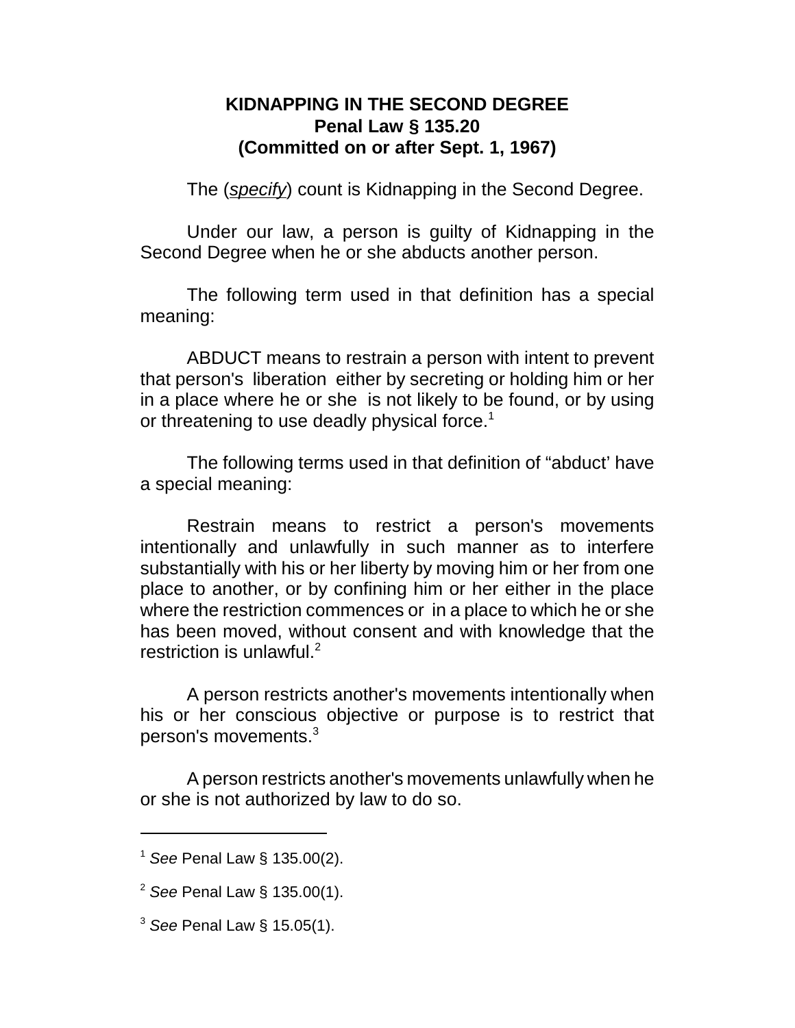# KIDNAPPING IN THE SECOND DEGREE
## Penal Law § 135.20
## (Committed on or after Sept. 1, 1967)

The (*specify*) count is Kidnapping in the Second Degree.

Under our law, a person is guilty of Kidnapping in the Second Degree when he or she abducts another person.

The following term used in that definition has a special meaning:

ABDUCT means to restrain a person with intent to prevent that person's liberation either by secreting or holding him or her in a place where he or she is not likely to be found, or by using or threatening to use deadly physical force.[1]

The following terms used in that definition of "abduct' have a special meaning:

Restrain means to restrict a person's movements intentionally and unlawfully in such manner as to interfere substantially with his or her liberty by moving him or her from one place to another, or by confining him or her either in the place where the restriction commences or in a place to which he or she has been moved, without consent and with knowledge that the restriction is unlawful.[2]

A person restricts another's movements intentionally when his or her conscious objective or purpose is to restrict that person's movements.[3]

A person restricts another's movements unlawfully when he or she is not authorized by law to do so.

---

[1] *See* Penal Law § 135.00(2).

[2] *See* Penal Law § 135.00(1).

[3] *See* Penal Law § 15.05(1).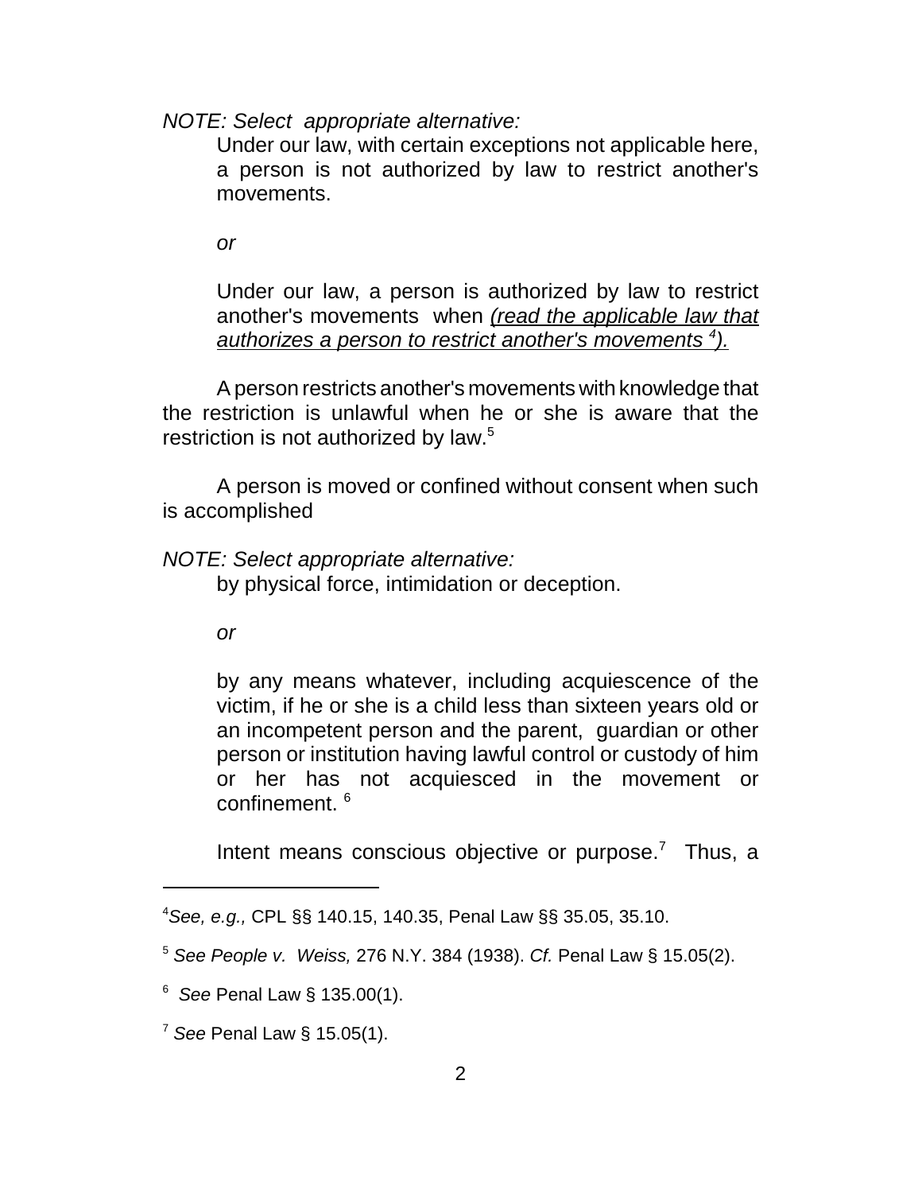*NOTE: Select appropriate alternative:*

> Under our law, with certain exceptions not applicable here, a person is not authorized by law to restrict another's movements.
>
> *or*
>
> Under our law, a person is authorized by law to restrict another's movements when *(read the applicable law that authorizes a person to restrict another's movements [4]).*

A person restricts another's movements with knowledge that the restriction is unlawful when he or she is aware that the restriction is not authorized by law.[5]

A person is moved or confined without consent when such is accomplished

*NOTE: Select appropriate alternative:*

> by physical force, intimidation or deception.
>
> *or*
>
> by any means whatever, including acquiescence of the victim, if he or she is a child less than sixteen years old or an incompetent person and the parent, guardian or other person or institution having lawful control or custody of him or her has not acquiesced in the movement or confinement. [6]

Intent means conscious objective or purpose.[7] Thus, a

---

[4] *See, e.g.,* CPL §§ 140.15, 140.35, Penal Law §§ 35.05, 35.10.

[5] *See People v. Weiss,* 276 N.Y. 384 (1938). *Cf.* Penal Law § 15.05(2).

[6] *See* Penal Law § 135.00(1).

[7] *See* Penal Law § 15.05(1).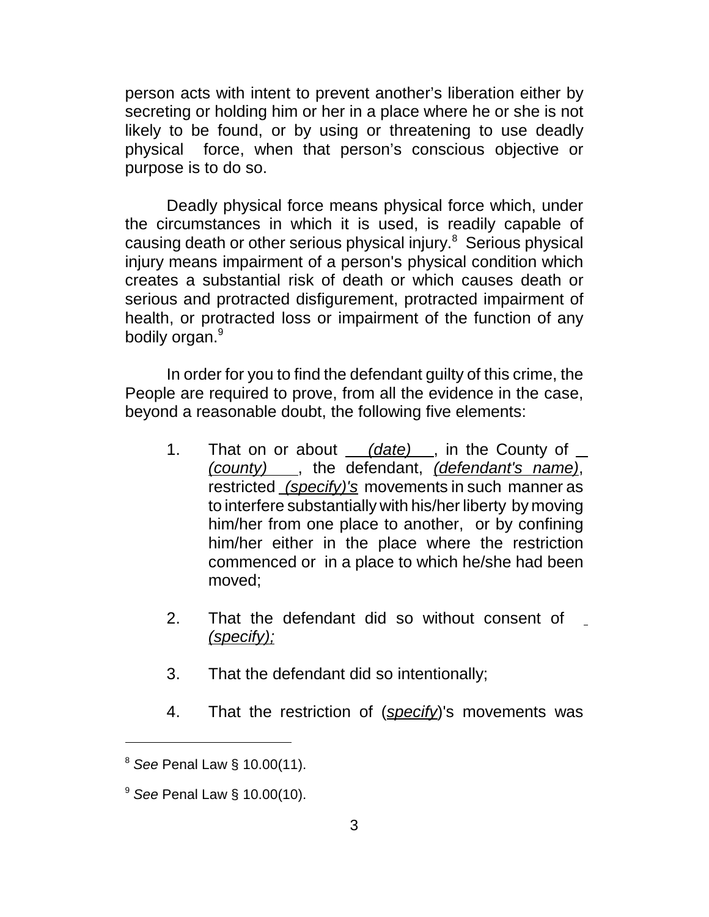person acts with intent to prevent another's liberation either by secreting or holding him or her in a place where he or she is not likely to be found, or by using or threatening to use deadly physical force, when that person's conscious objective or purpose is to do so.

Deadly physical force means physical force which, under the circumstances in which it is used, is readily capable of causing death or other serious physical injury.[8] Serious physical injury means impairment of a person's physical condition which creates a substantial risk of death or which causes death or serious and protracted disfigurement, protracted impairment of health, or protracted loss or impairment of the function of any bodily organ.[9]

In order for you to find the defendant guilty of this crime, the People are required to prove, from all the evidence in the case, beyond a reasonable doubt, the following five elements:

1. That on or about *(date)*, in the County of *(county)*, the defendant, *(defendant's name)*, restricted *(specify)'s* movements in such manner as to interfere substantially with his/her liberty by moving him/her from one place to another, or by confining him/her either in the place where the restriction commenced or in a place to which he/she had been moved;

2. That the defendant did so without consent of *(specify);*

3. That the defendant did so intentionally;

4. That the restriction of (*specify*)'s movements was

---

[8] *See* Penal Law § 10.00(11).

[9] *See* Penal Law § 10.00(10).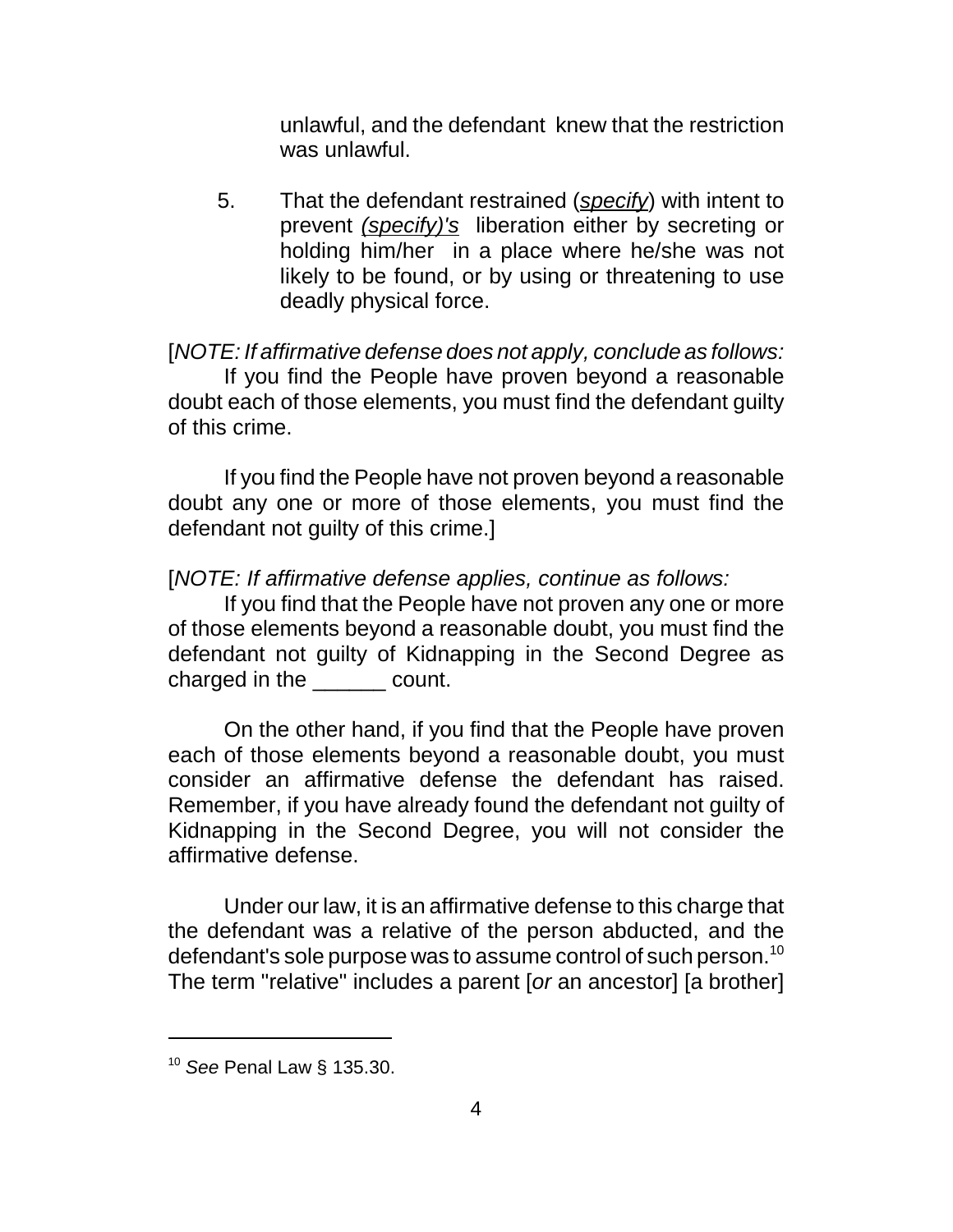unlawful, and the defendant knew that the restriction was unlawful.

5. That the defendant restrained (*specify*) with intent to prevent *(specify)'s* liberation either by secreting or holding him/her in a place where he/she was not likely to be found, or by using or threatening to use deadly physical force.

[*NOTE: If affirmative defense does not apply, conclude as follows:*

If you find the People have proven beyond a reasonable doubt each of those elements, you must find the defendant guilty of this crime.

If you find the People have not proven beyond a reasonable doubt any one or more of those elements, you must find the defendant not guilty of this crime.]

[*NOTE: If affirmative defense applies, continue as follows:*

If you find that the People have not proven any one or more of those elements beyond a reasonable doubt, you must find the defendant not guilty of Kidnapping in the Second Degree as charged in the ______ count.

On the other hand, if you find that the People have proven each of those elements beyond a reasonable doubt, you must consider an affirmative defense the defendant has raised. Remember, if you have already found the defendant not guilty of Kidnapping in the Second Degree, you will not consider the affirmative defense.

Under our law, it is an affirmative defense to this charge that the defendant was a relative of the person abducted, and the defendant's sole purpose was to assume control of such person.[10] The term "relative" includes a parent [*or* an ancestor] [a brother]

[10] *See* Penal Law § 135.30.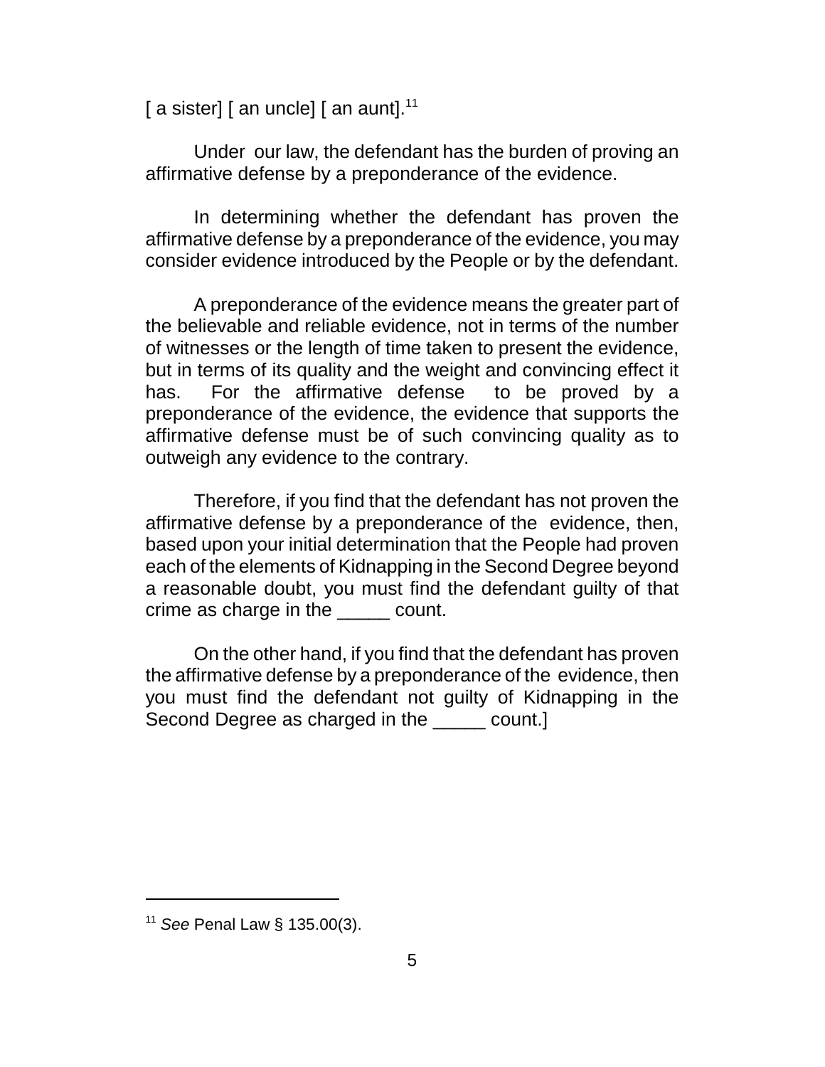[ a sister] [ an uncle] [ an aunt].[11]

Under our law, the defendant has the burden of proving an affirmative defense by a preponderance of the evidence.

In determining whether the defendant has proven the affirmative defense by a preponderance of the evidence, you may consider evidence introduced by the People or by the defendant.

A preponderance of the evidence means the greater part of the believable and reliable evidence, not in terms of the number of witnesses or the length of time taken to present the evidence, but in terms of its quality and the weight and convincing effect it has. For the affirmative defense to be proved by a preponderance of the evidence, the evidence that supports the affirmative defense must be of such convincing quality as to outweigh any evidence to the contrary.

Therefore, if you find that the defendant has not proven the affirmative defense by a preponderance of the evidence, then, based upon your initial determination that the People had proven each of the elements of Kidnapping in the Second Degree beyond a reasonable doubt, you must find the defendant guilty of that crime as charge in the _____ count.

On the other hand, if you find that the defendant has proven the affirmative defense by a preponderance of the evidence, then you must find the defendant not guilty of Kidnapping in the Second Degree as charged in the _____ count.]

---

[11] *See* Penal Law § 135.00(3).